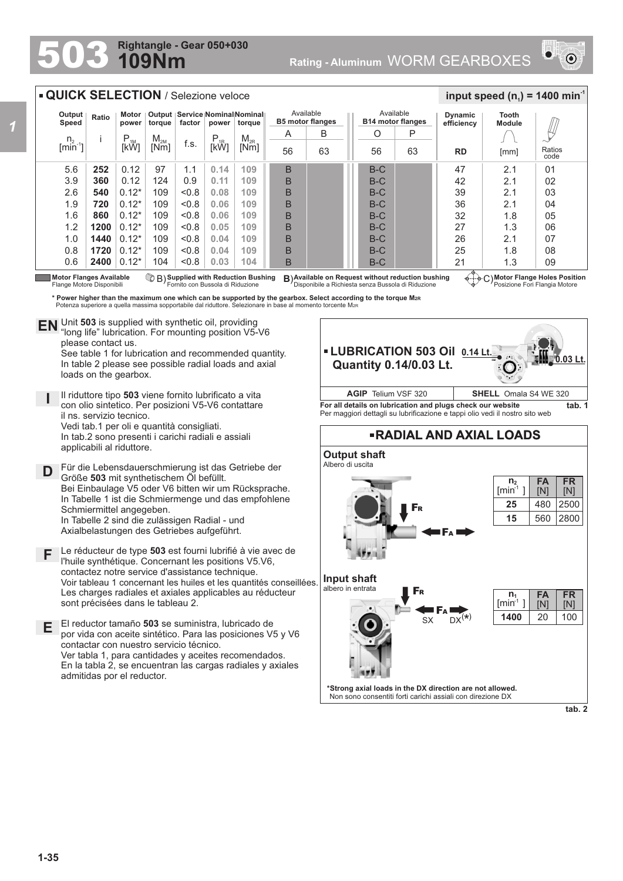# 503 109Nm

**Rightangle - Gear 050+030**

**Rating - Aluminum** WORM GEARBOXES

## QUICK SELECTION / Selezione veloce

**input speed ($n_1$) = 1400 min$^{-1}$**

| Output Speed $n_2$ [min$^{-1}$] | Ratio i | Motor power $P_{1M}$ [kW] | Output torque $M_{2M}$ [Nm] | Service factor f.s. | Nominal power $P_{1R}$ [kW] | Nominal torque $M_{2R}$ [Nm] | Available B5 motor flanges A 56 | Available B5 motor flanges B 63 | Available B14 motor flanges O 56 | Available B14 motor flanges P 63 | Dynamic efficiency RD | Tooth Module [mm] | Ratios code |
|---|---|---|---|---|---|---|---|---|---|---|---|---|---|
| 5.6 | **252** | 0.12 | 97 | 1.1 | **0.14** | **109** | B | | B-C | | 47 | 2.1 | 01 |
| 3.9 | **360** | 0.12 | 124 | 0.9 | **0.11** | **109** | B | | B-C | | 42 | 2.1 | 02 |
| 2.6 | **540** | 0.12* | 109 | <0.8 | **0.08** | **109** | B | | B-C | | 39 | 2.1 | 03 |
| 1.9 | **720** | 0.12* | 109 | <0.8 | **0.06** | **109** | B | | B-C | | 36 | 2.1 | 04 |
| 1.6 | **860** | 0.12* | 109 | <0.8 | **0.06** | **109** | B | | B-C | | 32 | 1.8 | 05 |
| 1.2 | **1200** | 0.12* | 109 | <0.8 | **0.05** | **109** | B | | B-C | | 27 | 1.3 | 06 |
| 1.0 | **1440** | 0.12* | 109 | <0.8 | **0.04** | **109** | B | | B-C | | 26 | 2.1 | 07 |
| 0.8 | **1720** | 0.12* | 109 | <0.8 | **0.04** | **109** | B | | B-C | | 25 | 1.8 | 08 |
| 0.6 | **2400** | 0.12* | 104 | <0.8 | **0.03** | **104** | B | | B-C | | 21 | 1.3 | 09 |

**Motor Flanges Available** Flange Motore Disponibili — B) **Supplied with Reduction Bushing** Fornito con Bussola di Riduzione — B) **Available on Request without reduction bushing** Disponibile a Richiesta senza Bussola di Riduzione — C) **Motor Flange Holes Position** Posizione Fori Flangia Motore

**\* Power higher than the maximum one which can be supported by the gearbox. Select according to the torque $M_{2R}$**
Potenza superiore a quella massima sopportabile dal riduttore. Selezionare in base al momento torcente $M_{2R}$

**EN** Unit **503** is supplied with synthetic oil, providing "long life" lubrication. For mounting position V5-V6 please contact us.
See table 1 for lubrication and recommended quantity.
In table 2 please see possible radial loads and axial loads on the gearbox.

**I** Il riduttore tipo **503** viene fornito lubrificato a vita con olio sintetico. Per posizioni V5-V6 contattare il ns. servizio tecnico.
Vedi tab.1 per oli e quantità consigliati.
In tab.2 sono presenti i carichi radiali e assiali applicabili al riduttore.

**D** Für die Lebensdauerschmierung ist das Getriebe der Größe **503** mit synthetischem Öl befüllt.
Bei Einbaulage V5 oder V6 bitten wir um Rücksprache.
In Tabelle 1 ist die Schmiermenge und das empfohlene Schmiermittel angegeben.
In Tabelle 2 sind die zulässigen Radial - und Axialbelastungen des Getriebes aufgeführt.

**F** Le réducteur de type **503** est fourni lubrifié à vie avec de l'huile synthétique. Concernant les positions V5.V6, contactez notre service d'assistance technique.
Voir tableau 1 concernant les huiles et les quantités conseillées.
Les charges radiales et axiales applicables au réducteur sont précisées dans le tableau 2.

**E** El reductor tamaño **503** se suministra, lubricado de por vida con aceite sintético. Para las posiciones V5 y V6 contactar con nuestro servicio técnico.
Ver tabla 1, para cantidades y aceites recomendados.
En la tabla 2, se encuentran las cargas radiales y axiales admitidas por el reductor.

## LUBRICATION 503 Oil Quantity 0.14/0.03 Lt.

0.14 Lt. — 0.03 Lt.

| AGIP Telium VSF 320 | SHELL Omala S4 WE 320 |
|---|---|

**For all details on lubrication and plugs check our website**
Per maggiori dettagli su lubrificazione e tappi olio vedi il nostro sito web

**tab. 1**

## RADIAL AND AXIAL LOADS

**Output shaft**
Albero di uscita

| $n_2$ [min$^{-1}$] | FA [N] | FR [N] |
|---|---|---|
| **25** | 480 | 2500 |
| **15** | 560 | 2800 |

**Input shaft**
albero in entrata

SX — DX(\*)

| $n_1$ [min$^{-1}$] | FA [N] | FR [N] |
|---|---|---|
| **1400** | 20 | 100 |

**\*Strong axial loads in the DX direction are not allowed.**
Non sono consentiti forti carichi assiali con direzione DX

**tab. 2**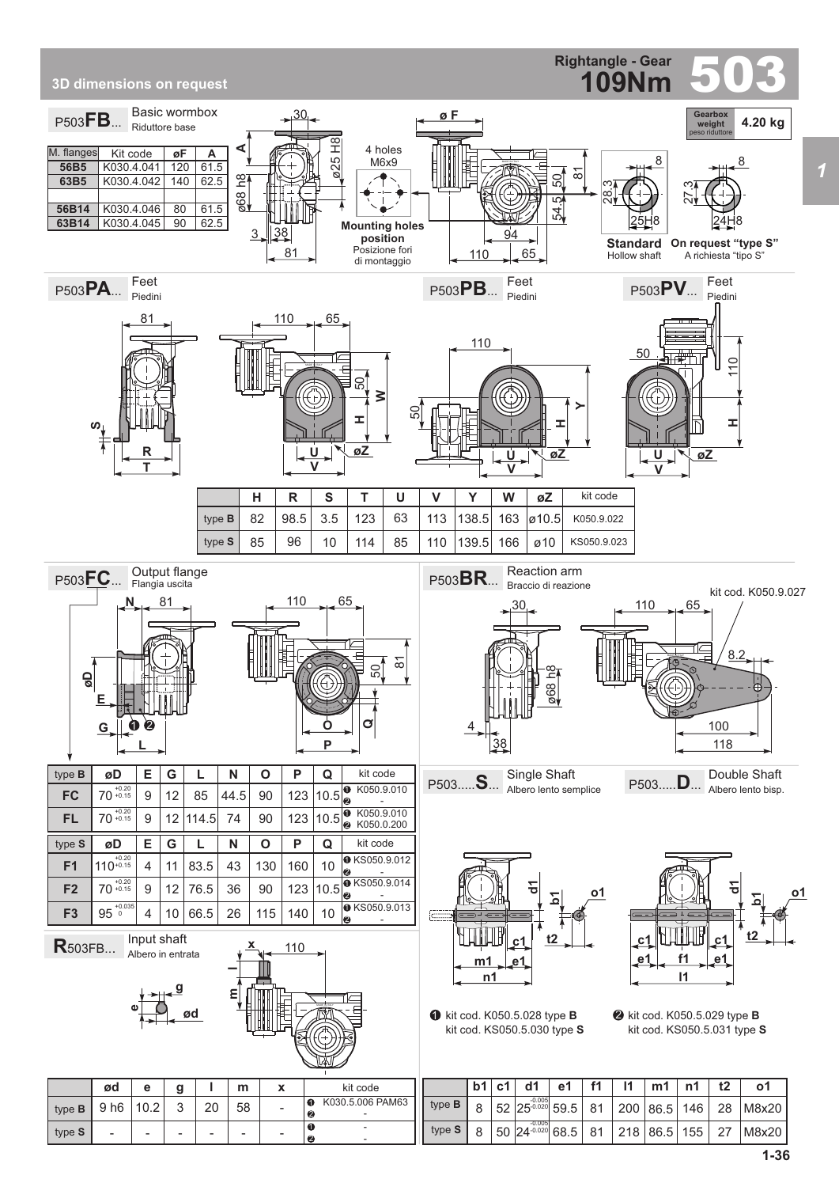3D dimensions on request

Rightangle - Gear
**109Nm** **503**

## P503**FB**... Basic wormbox
Riduttore base

| M. flanges | Kit code | øF | A |
|---|---|---|---|
| 56B5 | K030.4.041 | 120 | 61.5 |
| 63B5 | K030.4.042 | 140 | 62.5 |
| | | | |
| 56B14 | K030.4.046 | 80 | 61.5 |
| 63B14 | K030.4.045 | 90 | 62.5 |

Gearbox weight / peso riduttore: 4.20 kg

4 holes M6x9

Mounting holes position
Posizione fori di montaggio

30, ø25 H8, ø68 h8, A, 3, 38, 81, ø F, 81, 50, 54.5, 94, 110, 65

8, 28.3, 25H8 — **Standard** Hollow shaft

8, 27.3, 24H8 — **On request "type S"** A richiesta "tipo S"

## P503**PA**... Feet
Piedini

## P503**PB**... Feet
Piedini

## P503**PV**... Feet
Piedini

81, 110, 65, 50, 110, 50, 50, 110

| | H | R | S | T | U | V | Y | W | øZ | kit code |
|---|---|---|---|---|---|---|---|---|---|---|
| type B | 82 | 98.5 | 3.5 | 123 | 63 | 113 | 138.5 | 163 | ø10.5 | K050.9.022 |
| type S | 85 | 96 | 10 | 114 | 85 | 110 | 139.5 | 166 | ø10 | KS050.9.023 |

## P503**FC**... Output flange
Flangia uscita

81, 110, 65, 50, 81

| type B | øD | E | G | L | N | O | P | Q | kit code |
|---|---|---|---|---|---|---|---|---|---|
| FC | 70 $^{+0.20}_{+0.15}$ | 9 | 12 | 85 | 44.5 | 90 | 123 | 10.5 | ❶ K050.9.010 ❷ - |
| FL | 70 $^{+0.20}_{+0.15}$ | 9 | 12 | 114.5 | 74 | 90 | 123 | 10.5 | ❶ K050.9.010 ❷ K050.0.200 |
| **type S** | **øD** | **E** | **G** | **L** | **N** | **O** | **P** | **Q** | **kit code** |
| F1 | 110 $^{+0.20}_{+0.15}$ | 4 | 11 | 83.5 | 43 | 130 | 160 | 10 | ❶ KS050.9.012 ❷ - |
| F2 | 70 $^{+0.20}_{+0.15}$ | 9 | 12 | 76.5 | 36 | 90 | 123 | 10.5 | ❶ KS050.9.014 ❷ - |
| F3 | 95 $^{+0.035}_{0}$ | 4 | 10 | 66.5 | 26 | 115 | 140 | 10 | ❶ KS050.9.013 ❷ - |

## P503**BR**... Reaction arm
Braccio di reazione

kit cod. K050.9.027

30, ø68 h8, 4, 38, 110, 65, 8.2, 100, 118

## P503.....**S**... Single Shaft
Albero lento semplice

## P503.....**D**... Double Shaft
Albero lento bisp.

❶ kit cod. K050.5.028 type **B**
kit cod. KS050.5.030 type **S**

❷ kit cod. K050.5.029 type **B**
kit cod. KS050.5.031 type **S**

| | b1 | c1 | d1 | e1 | f1 | l1 | m1 | n1 | t2 | o1 |
|---|---|---|---|---|---|---|---|---|---|---|
| type B | 8 | 52 | 25 $^{-0.005}_{-0.020}$ | 59.5 | 81 | 200 | 86.5 | 146 | 28 | M8x20 |
| type S | 8 | 50 | 24 $^{-0.005}_{-0.020}$ | 68.5 | 81 | 218 | 86.5 | 155 | 27 | M8x20 |

## **R**503FB... Input shaft
Albero in entrata

110

| | ød | e | g | l | m | x | kit code |
|---|---|---|---|---|---|---|---|
| type B | 9 h6 | 10.2 | 3 | 20 | 58 | - | ❶ K030.5.006 PAM63 ❷ - |
| type S | - | - | - | - | - | - | ❶ - ❷ - |